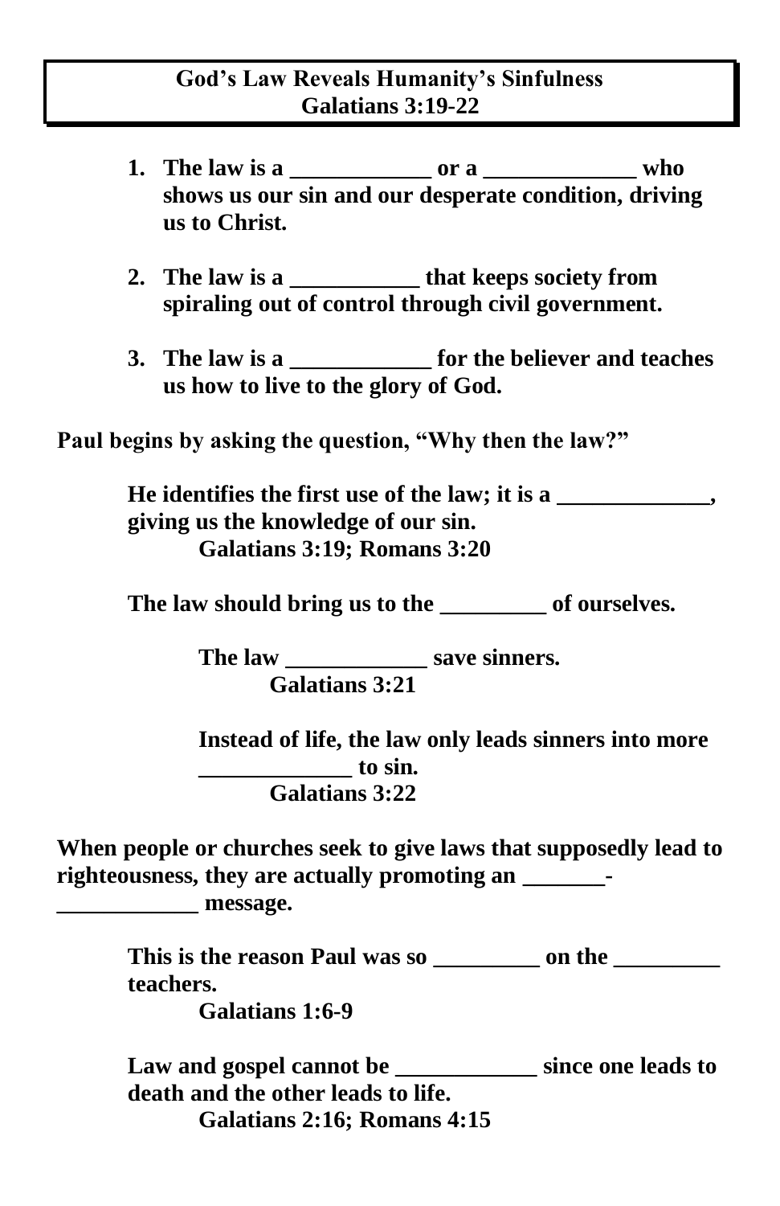# God's Law Reveals Humanity's Sinfulness
## Galatians 3:19-22

1. **The law is a ____________ or a _____________ who shows us our sin and our desperate condition, driving us to Christ.**

2. **The law is a ___________ that keeps society from spiraling out of control through civil government.**

3. **The law is a ____________ for the believer and teaches us how to live to the glory of God.**

**Paul begins by asking the question, "Why then the law?"**

> **He identifies the first use of the law; it is a _____________, giving us the knowledge of our sin.**
>
> > **Galatians 3:19; Romans 3:20**
>
> **The law should bring us to the _________ of ourselves.**
>
> > **The law ____________ save sinners.**
> >
> > > **Galatians 3:21**
> >
> > **Instead of life, the law only leads sinners into more _____________ to sin.**
> >
> > > **Galatians 3:22**

**When people or churches seek to give laws that supposedly lead to righteousness, they are actually promoting an _______-____________ message.**

> **This is the reason Paul was so _________ on the _________ teachers.**
>
> > **Galatians 1:6-9**
>
> **Law and gospel cannot be ____________ since one leads to death and the other leads to life.**
>
> > **Galatians 2:16; Romans 4:15**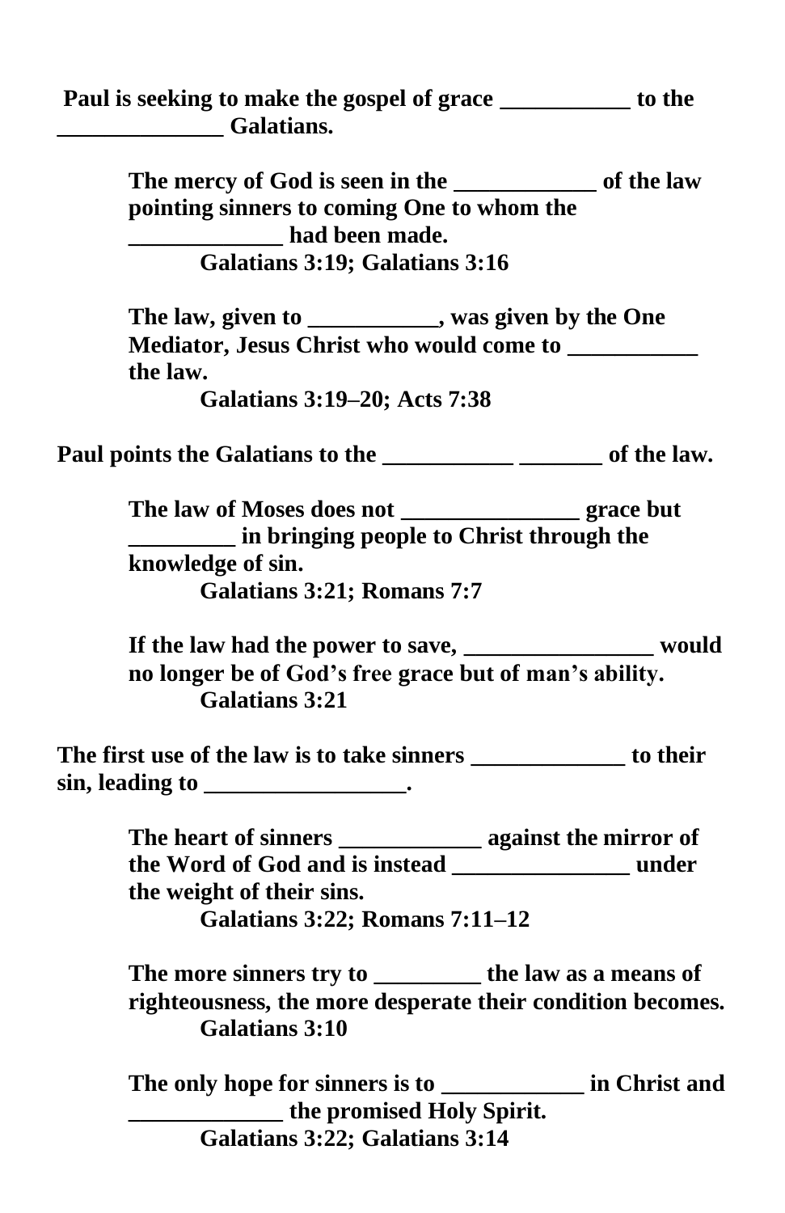**Paul is seeking to make the gospel of grace ___________ to the ______________ Galatians.**

> **The mercy of God is seen in the ____________ of the law pointing sinners to coming One to whom the _____________ had been made.**
>
> > **Galatians 3:19; Galatians 3:16**
>
> **The law, given to ___________, was given by the One Mediator, Jesus Christ who would come to ___________ the law.**
>
> > **Galatians 3:19–20; Acts 7:38**

**Paul points the Galatians to the ___________ _______ of the law.**

> **The law of Moses does not _______________ grace but _________ in bringing people to Christ through the knowledge of sin.**
>
> > **Galatians 3:21; Romans 7:7**
>
> **If the law had the power to save, ________________ would no longer be of God's free grace but of man's ability.**
>
> > **Galatians 3:21**

**The first use of the law is to take sinners _____________ to their sin, leading to _________________.**

> **The heart of sinners ____________ against the mirror of the Word of God and is instead _______________ under the weight of their sins.**
>
> > **Galatians 3:22; Romans 7:11–12**
>
> **The more sinners try to _________ the law as a means of righteousness, the more desperate their condition becomes.**
>
> > **Galatians 3:10**
>
> **The only hope for sinners is to ____________ in Christ and _____________ the promised Holy Spirit.**
>
> > **Galatians 3:22; Galatians 3:14**